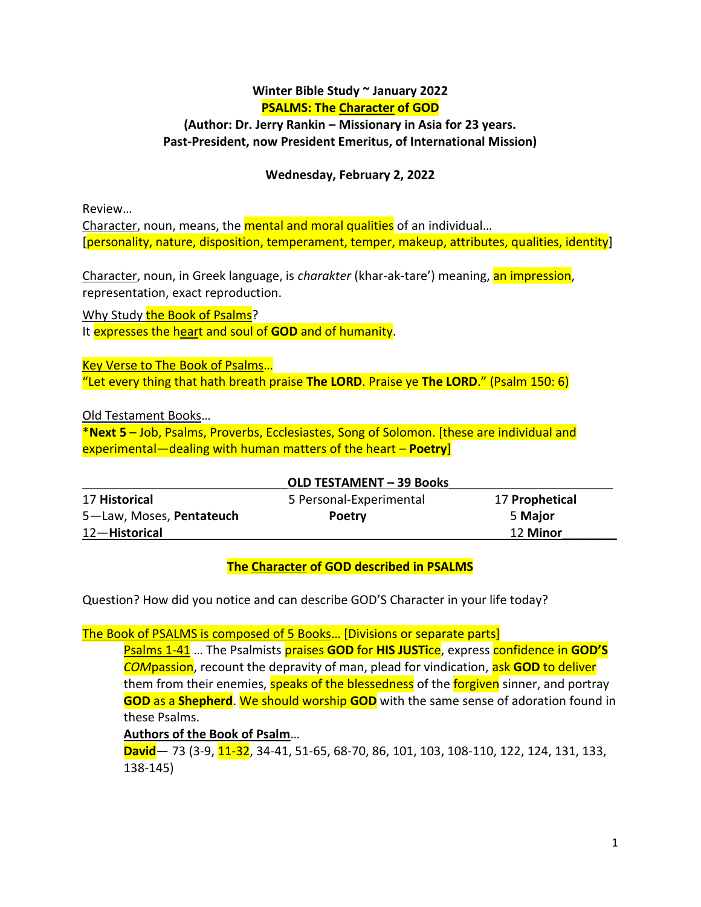**Winter Bible Study ~ January 2022**
**PSALMS: The Character of GOD**
**(Author: Dr. Jerry Rankin – Missionary in Asia for 23 years.**
**Past-President, now President Emeritus, of International Mission)**

**Wednesday, February 2, 2022**

Review…

Character, noun, means, the mental and moral qualities of an individual…
[personality, nature, disposition, temperament, temper, makeup, attributes, qualities, identity]

Character, noun, in Greek language, is *charakter* (khar-ak-tare') meaning, an impression, representation, exact reproduction.

Why Study the Book of Psalms?
It expresses the heart and soul of **GOD** and of humanity.

Key Verse to The Book of Psalms…
"Let every thing that hath breath praise **The LORD**. Praise ye **The LORD**." (Psalm 150: 6)

Old Testament Books…
*__Next 5__ – Job, Psalms, Proverbs, Ecclesiastes, Song of Solomon. [these are individual and experimental—dealing with human matters of the heart – **Poetry**]

| OLD TESTAMENT – 39 Books | | |
|---|---|---|
| 17 **Historical** | 5 Personal-Experimental | 17 **Prophetical** |
| 5—Law, Moses, **Pentateuch** | **Poetry** | 5 **Major** |
| 12—**Historical** | | 12 **Minor** |

**The Character of GOD described in PSALMS**

Question? How did you notice and can describe GOD'S Character in your life today?

The Book of PSALMS is composed of 5 Books… [Divisions or separate parts]

Psalms 1-41 … The Psalmists praises **GOD** for **HIS JUSTi**ce, express confidence in **GOD'S** *COM*passion, recount the depravity of man, plead for vindication, ask **GOD** to deliver them from their enemies, speaks of the blessedness of the forgiven sinner, and portray **GOD** as a **Shepherd**. We should worship **GOD** with the same sense of adoration found in these Psalms.

**Authors of the Book of Psalm**…

**David**— 73 (3-9, 11-32, 34-41, 51-65, 68-70, 86, 101, 103, 108-110, 122, 124, 131, 133, 138-145)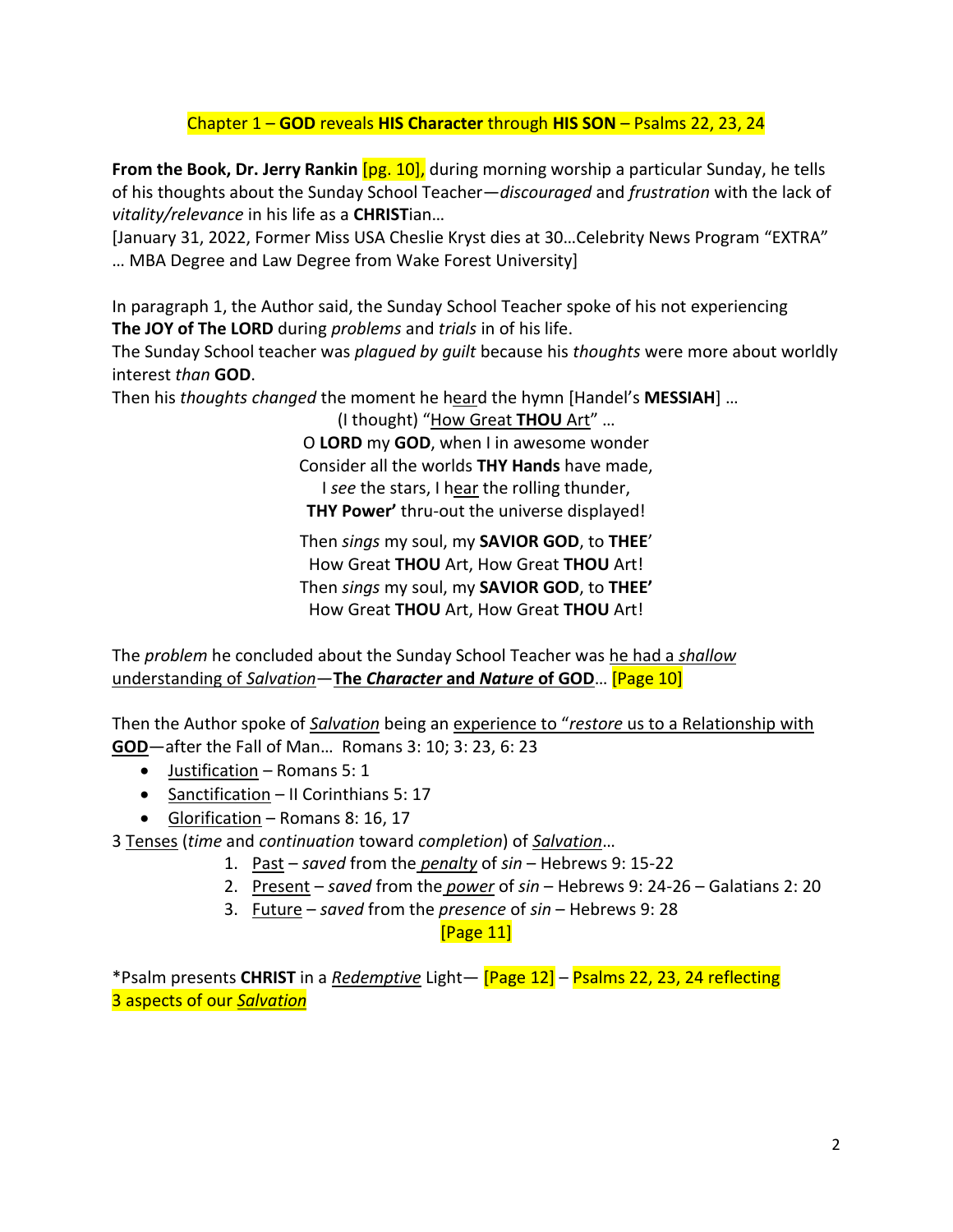Chapter 1 – **GOD** reveals **HIS Character** through **HIS SON** – Psalms 22, 23, 24

**From the Book, Dr. Jerry Rankin** [pg. 10], during morning worship a particular Sunday, he tells of his thoughts about the Sunday School Teacher—*discouraged* and *frustration* with the lack of *vitality/relevance* in his life as a **CHRIST**ian…

[January 31, 2022, Former Miss USA Cheslie Kryst dies at 30…Celebrity News Program "EXTRA" … MBA Degree and Law Degree from Wake Forest University]

In paragraph 1, the Author said, the Sunday School Teacher spoke of his not experiencing **The JOY of The LORD** during *problems* and *trials* in of his life.
The Sunday School teacher was *plagued by guilt* because his *thoughts* were more about worldly interest *than* **GOD**.
Then his *thoughts changed* the moment he heard the hymn [Handel's **MESSIAH**] …

(I thought) "How Great **THOU** Art" …
O **LORD** my **GOD**, when I in awesome wonder
Consider all the worlds **THY Hands** have made,
I *see* the stars, I hear the rolling thunder,
**THY Power'** thru-out the universe displayed!

Then *sings* my soul, my **SAVIOR GOD**, to **THEE**'
How Great **THOU** Art, How Great **THOU** Art!
Then *sings* my soul, my **SAVIOR GOD**, to **THEE'**
How Great **THOU** Art, How Great **THOU** Art!

The *problem* he concluded about the Sunday School Teacher was he had a *shallow* understanding of *Salvation*—**The *Character* and *Nature* of GOD**… [Page 10]

Then the Author spoke of ***Salvation*** being an experience to "*restore* us to a Relationship with **GOD**—after the Fall of Man… Romans 3: 10; 3: 23, 6: 23

- Justification – Romans 5: 1
- Sanctification – II Corinthians 5: 17
- Glorification – Romans 8: 16, 17

3 Tenses (*time* and *continuation* toward *completion*) of *Salvation*…

1. Past – *saved* from the *penalty* of *sin* – Hebrews 9: 15-22
2. Present – *saved* from the *power* of *sin* – Hebrews 9: 24-26 – Galatians 2: 20
3. Future – *saved* from the *presence* of *sin* – Hebrews 9: 28

[Page 11]

*Psalm presents **CHRIST** in a *Redemptive* Light— [Page 12] – Psalms 22, 23, 24 reflecting 3 aspects of our *Salvation*